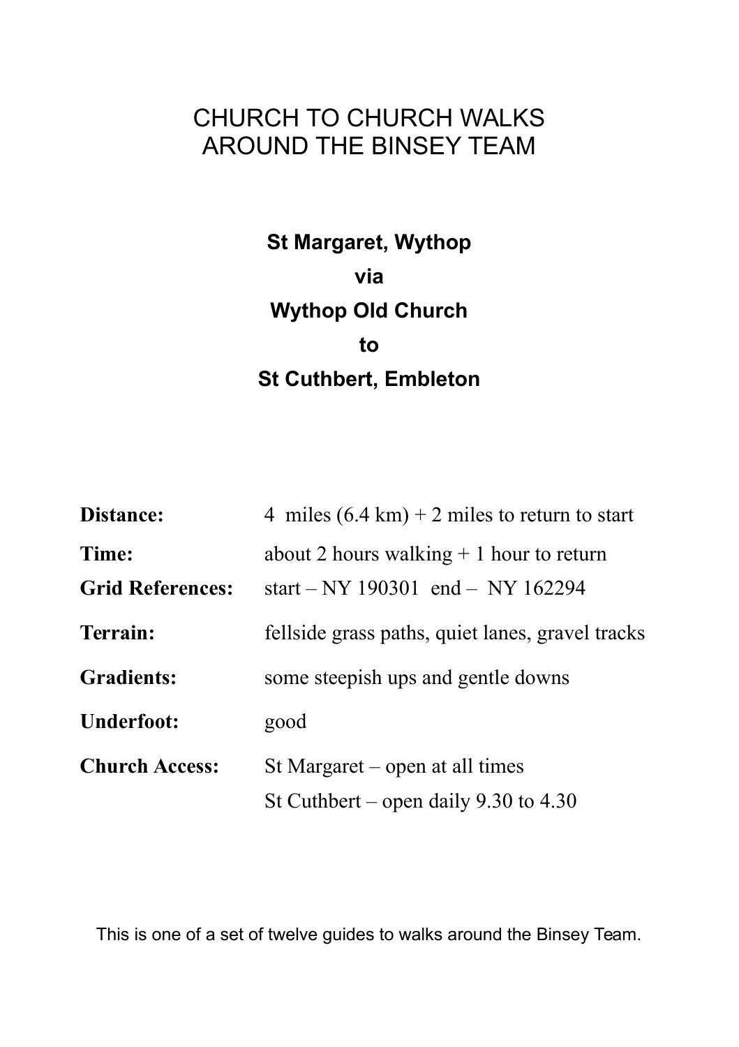# CHURCH TO CHURCH WALKS AROUND THE BINSEY TEAM

## St Margaret, Wythop
## via
## Wythop Old Church
## to
## St Cuthbert, Embleton

| | |
|---|---|
| **Distance:** | 4 miles (6.4 km) + 2 miles to return to start |
| **Time:** | about 2 hours walking + 1 hour to return |
| **Grid References:** | start – NY 190301 end – NY 162294 |
| **Terrain:** | fellside grass paths, quiet lanes, gravel tracks |
| **Gradients:** | some steepish ups and gentle downs |
| **Underfoot:** | good |
| **Church Access:** | St Margaret – open at all times<br>St Cuthbert – open daily 9.30 to 4.30 |

This is one of a set of twelve guides to walks around the Binsey Team.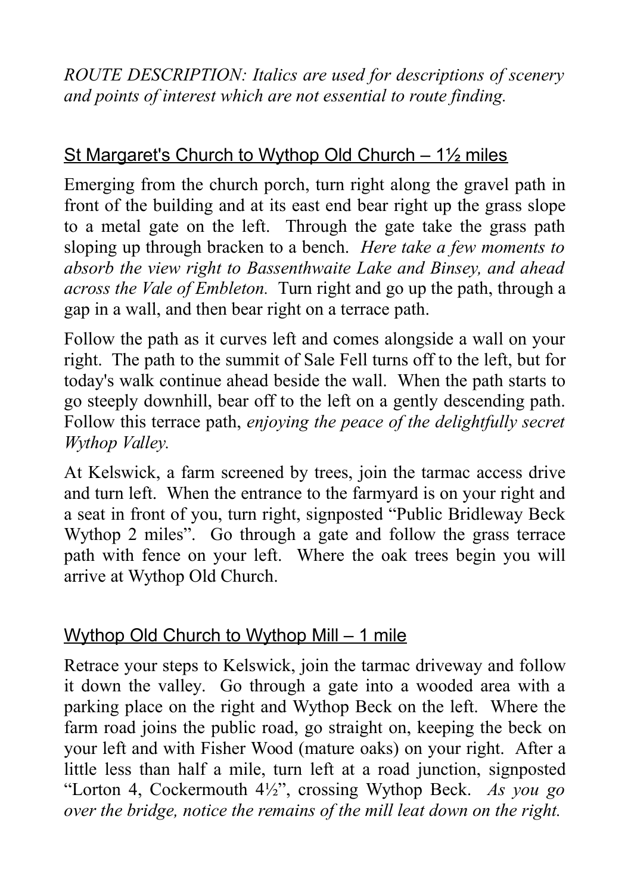*ROUTE DESCRIPTION: Italics are used for descriptions of scenery and points of interest which are not essential to route finding.*

## St Margaret's Church to Wythop Old Church – 1½ miles

Emerging from the church porch, turn right along the gravel path in front of the building and at its east end bear right up the grass slope to a metal gate on the left. Through the gate take the grass path sloping up through bracken to a bench. *Here take a few moments to absorb the view right to Bassenthwaite Lake and Binsey, and ahead across the Vale of Embleton.* Turn right and go up the path, through a gap in a wall, and then bear right on a terrace path.

Follow the path as it curves left and comes alongside a wall on your right. The path to the summit of Sale Fell turns off to the left, but for today's walk continue ahead beside the wall. When the path starts to go steeply downhill, bear off to the left on a gently descending path. Follow this terrace path, *enjoying the peace of the delightfully secret Wythop Valley.*

At Kelswick, a farm screened by trees, join the tarmac access drive and turn left. When the entrance to the farmyard is on your right and a seat in front of you, turn right, signposted "Public Bridleway Beck Wythop 2 miles". Go through a gate and follow the grass terrace path with fence on your left. Where the oak trees begin you will arrive at Wythop Old Church.

## Wythop Old Church to Wythop Mill – 1 mile

Retrace your steps to Kelswick, join the tarmac driveway and follow it down the valley. Go through a gate into a wooded area with a parking place on the right and Wythop Beck on the left. Where the farm road joins the public road, go straight on, keeping the beck on your left and with Fisher Wood (mature oaks) on your right. After a little less than half a mile, turn left at a road junction, signposted "Lorton 4, Cockermouth 4½", crossing Wythop Beck. *As you go over the bridge, notice the remains of the mill leat down on the right.*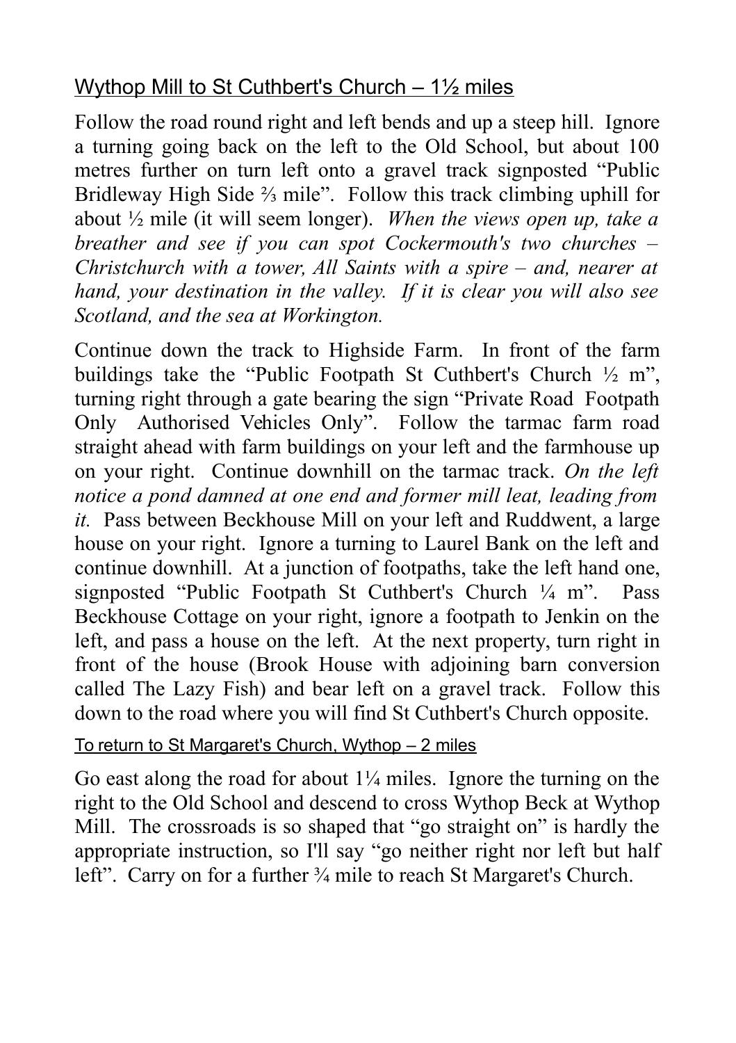## Wythop Mill to St Cuthbert's Church – 1½ miles

Follow the road round right and left bends and up a steep hill. Ignore a turning going back on the left to the Old School, but about 100 metres further on turn left onto a gravel track signposted "Public Bridleway High Side ⅔ mile". Follow this track climbing uphill for about ½ mile (it will seem longer). *When the views open up, take a breather and see if you can spot Cockermouth's two churches – Christchurch with a tower, All Saints with a spire – and, nearer at hand, your destination in the valley. If it is clear you will also see Scotland, and the sea at Workington.*

Continue down the track to Highside Farm. In front of the farm buildings take the "Public Footpath St Cuthbert's Church ½ m", turning right through a gate bearing the sign "Private Road Footpath Only Authorised Vehicles Only". Follow the tarmac farm road straight ahead with farm buildings on your left and the farmhouse up on your right. Continue downhill on the tarmac track. *On the left notice a pond damned at one end and former mill leat, leading from it.* Pass between Beckhouse Mill on your left and Ruddwent, a large house on your right. Ignore a turning to Laurel Bank on the left and continue downhill. At a junction of footpaths, take the left hand one, signposted "Public Footpath St Cuthbert's Church ¼ m". Pass Beckhouse Cottage on your right, ignore a footpath to Jenkin on the left, and pass a house on the left. At the next property, turn right in front of the house (Brook House with adjoining barn conversion called The Lazy Fish) and bear left on a gravel track. Follow this down to the road where you will find St Cuthbert's Church opposite.

### To return to St Margaret's Church, Wythop – 2 miles

Go east along the road for about 1¼ miles. Ignore the turning on the right to the Old School and descend to cross Wythop Beck at Wythop Mill. The crossroads is so shaped that "go straight on" is hardly the appropriate instruction, so I'll say "go neither right nor left but half left". Carry on for a further ¾ mile to reach St Margaret's Church.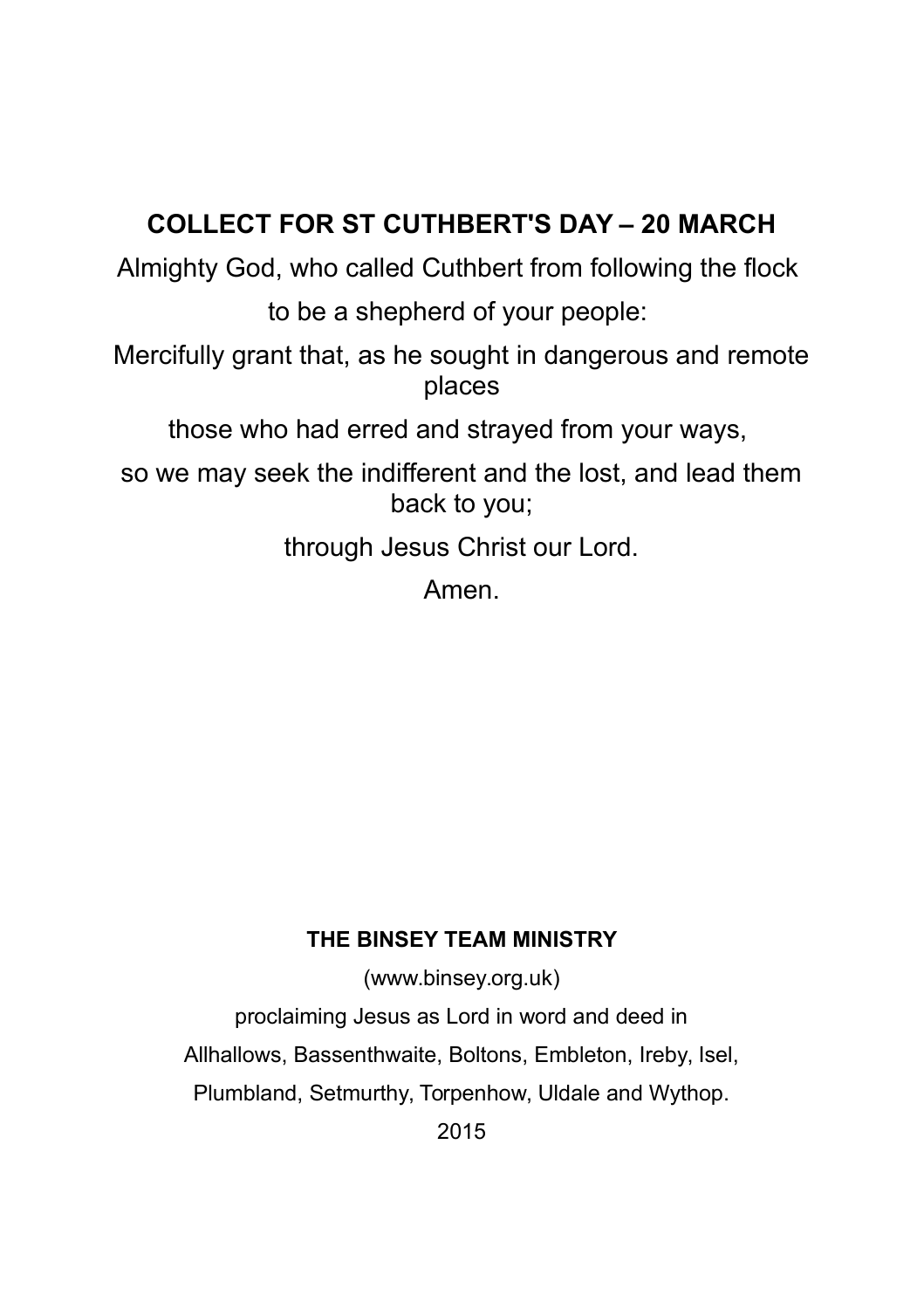## COLLECT FOR ST CUTHBERT'S DAY – 20 MARCH

Almighty God, who called Cuthbert from following the flock

to be a shepherd of your people:

Mercifully grant that, as he sought in dangerous and remote places

those who had erred and strayed from your ways,

so we may seek the indifferent and the lost, and lead them back to you;

through Jesus Christ our Lord.

Amen.

**THE BINSEY TEAM MINISTRY**

(www.binsey.org.uk)

proclaiming Jesus as Lord in word and deed in

Allhallows, Bassenthwaite, Boltons, Embleton, Ireby, Isel,

Plumbland, Setmurthy, Torpenhow, Uldale and Wythop.

2015